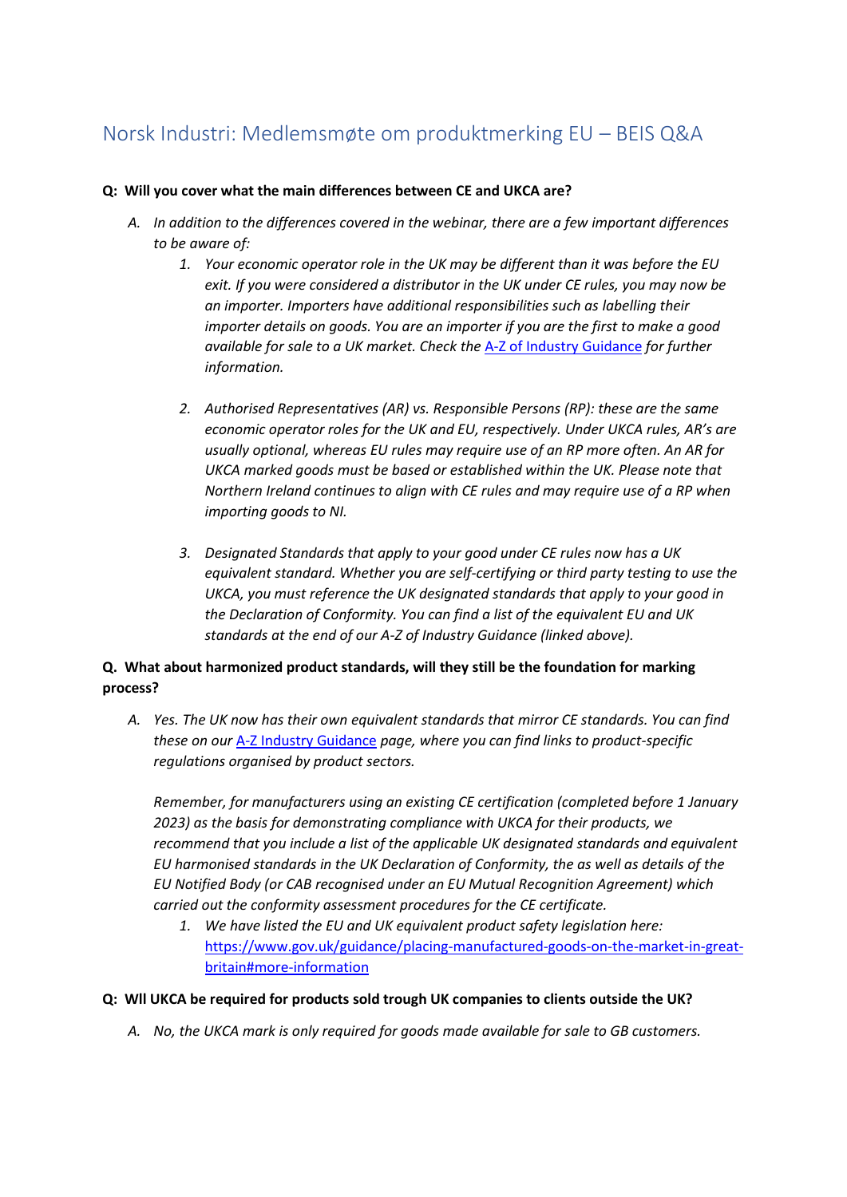# Norsk Industri: Medlemsmøte om produktmerking EU – BEIS Q&A

**Q: Will you cover what the main differences between CE and UKCA are?**

A. *In addition to the differences covered in the webinar, there are a few important differences to be aware of:*

1. *Your economic operator role in the UK may be different than it was before the EU exit. If you were considered a distributor in the UK under CE rules, you may now be an importer. Importers have additional responsibilities such as labelling their importer details on goods. You are an importer if you are the first to make a good available for sale to a UK market. Check the* [A-Z of Industry Guidance]() *for further information.*

2. *Authorised Representatives (AR) vs. Responsible Persons (RP): these are the same economic operator roles for the UK and EU, respectively. Under UKCA rules, AR's are usually optional, whereas EU rules may require use of an RP more often. An AR for UKCA marked goods must be based or established within the UK. Please note that Northern Ireland continues to align with CE rules and may require use of a RP when importing goods to NI.*

3. *Designated Standards that apply to your good under CE rules now has a UK equivalent standard. Whether you are self-certifying or third party testing to use the UKCA, you must reference the UK designated standards that apply to your good in the Declaration of Conformity. You can find a list of the equivalent EU and UK standards at the end of our A-Z of Industry Guidance (linked above).*

**Q. What about harmonized product standards, will they still be the foundation for marking process?**

A. *Yes. The UK now has their own equivalent standards that mirror CE standards. You can find these on our* [A-Z Industry Guidance]() *page, where you can find links to product-specific regulations organised by product sectors.*

*Remember, for manufacturers using an existing CE certification (completed before 1 January 2023) as the basis for demonstrating compliance with UKCA for their products, we recommend that you include a list of the applicable UK designated standards and equivalent EU harmonised standards in the UK Declaration of Conformity, the as well as details of the EU Notified Body (or CAB recognised under an EU Mutual Recognition Agreement) which carried out the conformity assessment procedures for the CE certificate.*

1. *We have listed the EU and UK equivalent product safety legislation here:* [https://www.gov.uk/guidance/placing-manufactured-goods-on-the-market-in-great-britain#more-information](https://www.gov.uk/guidance/placing-manufactured-goods-on-the-market-in-great-britain#more-information)

**Q: Wll UKCA be required for products sold trough UK companies to clients outside the UK?**

A. *No, the UKCA mark is only required for goods made available for sale to GB customers.*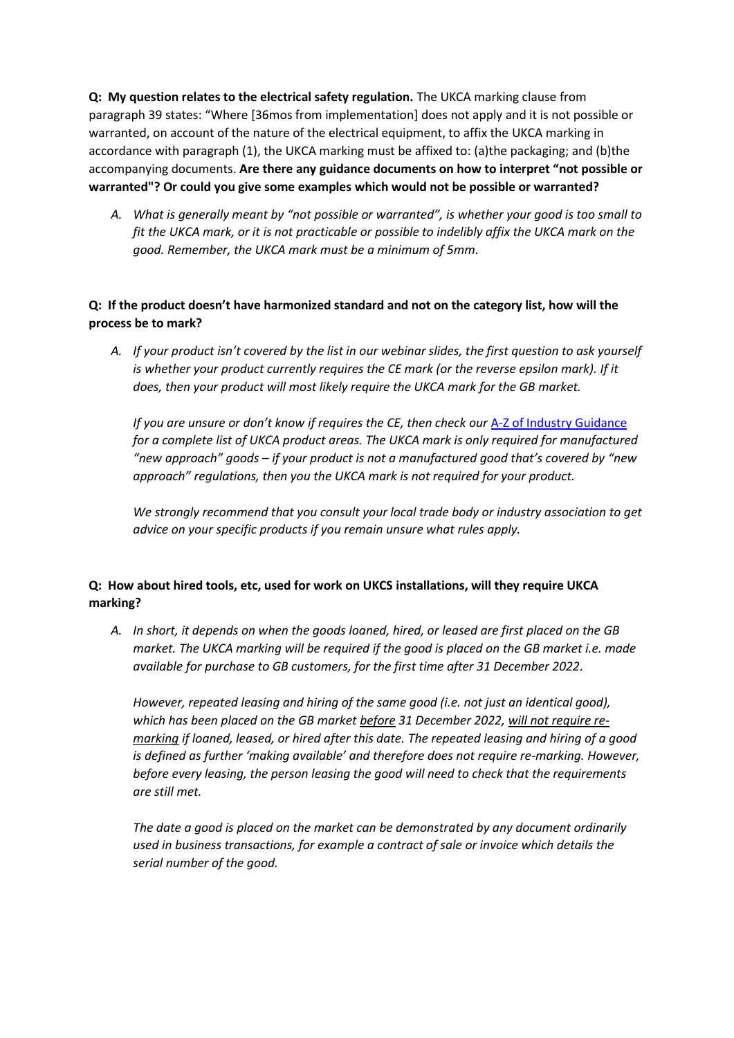**Q: My question relates to the electrical safety regulation.** The UKCA marking clause from paragraph 39 states: "Where [36mos from implementation] does not apply and it is not possible or warranted, on account of the nature of the electrical equipment, to affix the UKCA marking in accordance with paragraph (1), the UKCA marking must be affixed to: (a)the packaging; and (b)the accompanying documents. **Are there any guidance documents on how to interpret "not possible or warranted"? Or could you give some examples which would not be possible or warranted?**

A. *What is generally meant by "not possible or warranted", is whether your good is too small to fit the UKCA mark, or it is not practicable or possible to indelibly affix the UKCA mark on the good. Remember, the UKCA mark must be a minimum of 5mm.*

**Q: If the product doesn't have harmonized standard and not on the category list, how will the process be to mark?**

A. *If your product isn't covered by the list in our webinar slides, the first question to ask yourself is whether your product currently requires the CE mark (or the reverse epsilon mark). If it does, then your product will most likely require the UKCA mark for the GB market.*

   *If you are unsure or don't know if requires the CE, then check our A-Z of Industry Guidance for a complete list of UKCA product areas. The UKCA mark is only required for manufactured "new approach" goods – if your product is not a manufactured good that's covered by "new approach" regulations, then you the UKCA mark is not required for your product.*

   *We strongly recommend that you consult your local trade body or industry association to get advice on your specific products if you remain unsure what rules apply.*

**Q: How about hired tools, etc, used for work on UKCS installations, will they require UKCA marking?**

A. *In short, it depends on when the goods loaned, hired, or leased are first placed on the GB market. The UKCA marking will be required if the good is placed on the GB market i.e. made available for purchase to GB customers, for the first time after 31 December 2022.*

   *However, repeated leasing and hiring of the same good (i.e. not just an identical good), which has been placed on the GB market before 31 December 2022, will not require re-marking if loaned, leased, or hired after this date. The repeated leasing and hiring of a good is defined as further 'making available' and therefore does not require re-marking. However, before every leasing, the person leasing the good will need to check that the requirements are still met.*

   *The date a good is placed on the market can be demonstrated by any document ordinarily used in business transactions, for example a contract of sale or invoice which details the serial number of the good.*